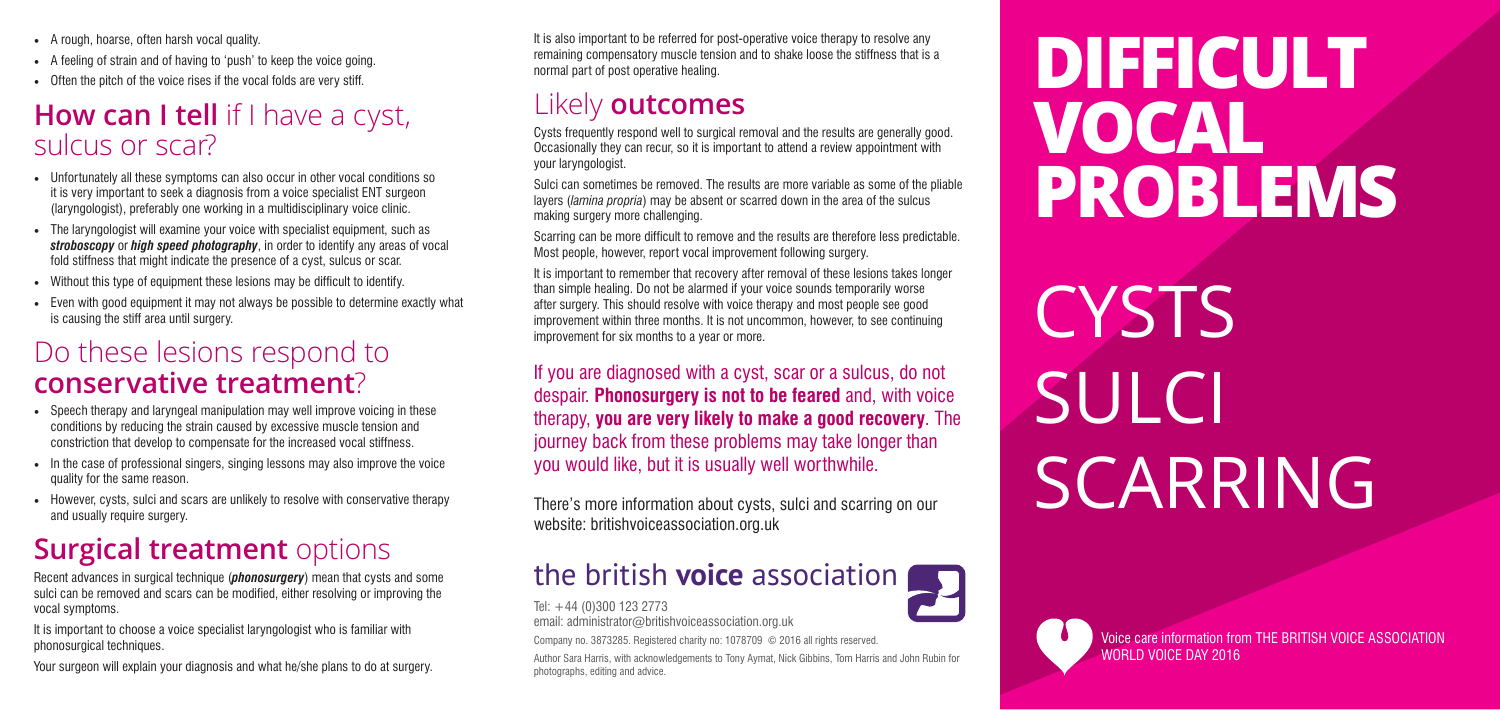- A rough, hoarse, often harsh vocal quality.
- A feeling of strain and of having to 'push' to keep the voice going.
- Often the pitch of the voice rises if the vocal folds are very stiff.

## **How can I tell** if I have a cyst, sulcus or scar?

- Unfortunately all these symptoms can also occur in other vocal conditions so it is very important to seek a diagnosis from a voice specialist ENT surgeon (laryngologist), preferably one working in a multidisciplinary voice clinic.
- The laryngologist will examine your voice with specialist equipment, such as ***stroboscopy*** or ***high speed photography***, in order to identify any areas of vocal fold stiffness that might indicate the presence of a cyst, sulcus or scar.
- Without this type of equipment these lesions may be difficult to identify.
- Even with good equipment it may not always be possible to determine exactly what is causing the stiff area until surgery.

## Do these lesions respond to **conservative treatment**?

- Speech therapy and laryngeal manipulation may well improve voicing in these conditions by reducing the strain caused by excessive muscle tension and constriction that develop to compensate for the increased vocal stiffness.
- In the case of professional singers, singing lessons may also improve the voice quality for the same reason.
- However, cysts, sulci and scars are unlikely to resolve with conservative therapy and usually require surgery.

## **Surgical treatment** options

Recent advances in surgical technique (***phonosurgery***) mean that cysts and some sulci can be removed and scars can be modified, either resolving or improving the vocal symptoms.

It is important to choose a voice specialist laryngologist who is familiar with phonosurgical techniques.

Your surgeon will explain your diagnosis and what he/she plans to do at surgery.

It is also important to be referred for post-operative voice therapy to resolve any remaining compensatory muscle tension and to shake loose the stiffness that is a normal part of post operative healing.

## Likely **outcomes**

Cysts frequently respond well to surgical removal and the results are generally good. Occasionally they can recur, so it is important to attend a review appointment with your laryngologist.

Sulci can sometimes be removed. The results are more variable as some of the pliable layers (*lamina propria*) may be absent or scarred down in the area of the sulcus making surgery more challenging.

Scarring can be more difficult to remove and the results are therefore less predictable. Most people, however, report vocal improvement following surgery.

It is important to remember that recovery after removal of these lesions takes longer than simple healing. Do not be alarmed if your voice sounds temporarily worse after surgery. This should resolve with voice therapy and most people see good improvement within three months. It is not uncommon, however, to see continuing improvement for six months to a year or more.

If you are diagnosed with a cyst, scar or a sulcus, do not despair. **Phonosurgery is not to be feared** and, with voice therapy, **you are very likely to make a good recovery**. The journey back from these problems may take longer than you would like, but it is usually well worthwhile.

There's more information about cysts, sulci and scarring on our website: britishvoiceassociation.org.uk

**the british voice association**

Tel: +44 (0)300 123 2773
email: administrator@britishvoiceassociation.org.uk

Company no. 3873285. Registered charity no: 1078709 © 2016 all rights reserved.

Author Sara Harris, with acknowledgements to Tony Aymat, Nick Gibbins, Tom Harris and John Rubin for photographs, editing and advice.

# DIFFICULT VOCAL PROBLEMS

# CYSTS SULCI SCARRING

Voice care information from THE BRITISH VOICE ASSOCIATION
WORLD VOICE DAY 2016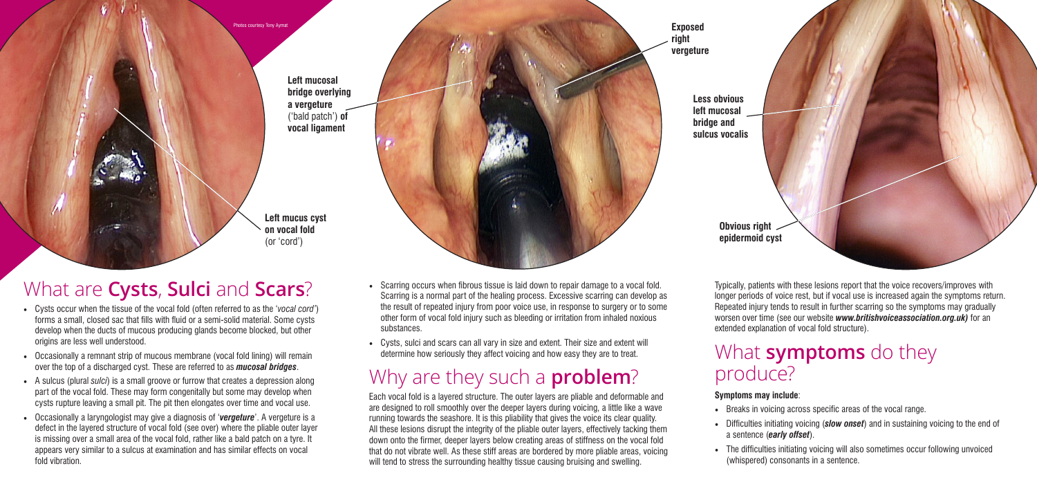Photos courtesy Tony Aymat

**Left mucosal bridge overlying a vergeture** ('bald patch') **of vocal ligament**

**Left mucus cyst on vocal fold** (or 'cord')

**Exposed right vergeture**

**Less obvious left mucosal bridge and sulcus vocalis**

**Obvious right epidermoid cyst**

# What are **Cysts**, **Sulci** and **Scars**?

- Cysts occur when the tissue of the vocal fold (often referred to as the '*vocal cord*') forms a small, closed sac that fills with fluid or a semi-solid material. Some cysts develop when the ducts of mucous producing glands become blocked, but other origins are less well understood.
- Occasionally a remnant strip of mucous membrane (vocal fold lining) will remain over the top of a discharged cyst. These are referred to as ***mucosal bridges***.
- A sulcus (plural *sulci*) is a small groove or furrow that creates a depression along part of the vocal fold. These may form congenitally but some may develop when cysts rupture leaving a small pit. The pit then elongates over time and vocal use.
- Occasionally a laryngologist may give a diagnosis of '***vergeture***'. A vergeture is a defect in the layered structure of vocal fold (see over) where the pliable outer layer is missing over a small area of the vocal fold, rather like a bald patch on a tyre. It appears very similar to a sulcus at examination and has similar effects on vocal fold vibration.
- Scarring occurs when fibrous tissue is laid down to repair damage to a vocal fold. Scarring is a normal part of the healing process. Excessive scarring can develop as the result of repeated injury from poor voice use, in response to surgery or to some other form of vocal fold injury such as bleeding or irritation from inhaled noxious substances.
- Cysts, sulci and scars can all vary in size and extent. Their size and extent will determine how seriously they affect voicing and how easy they are to treat.

# Why are they such a **problem**?

Each vocal fold is a layered structure. The outer layers are pliable and deformable and are designed to roll smoothly over the deeper layers during voicing, a little like a wave running towards the seashore. It is this pliability that gives the voice its clear quality. All these lesions disrupt the integrity of the pliable outer layers, effectively tacking them down onto the firmer, deeper layers below creating areas of stiffness on the vocal fold that do not vibrate well. As these stiff areas are bordered by more pliable areas, voicing will tend to stress the surrounding healthy tissue causing bruising and swelling.

Typically, patients with these lesions report that the voice recovers/improves with longer periods of voice rest, but if vocal use is increased again the symptoms return. Repeated injury tends to result in further scarring so the symptoms may gradually worsen over time (see our website ***www.britishvoiceassociation.org.uk)*** for an extended explanation of vocal fold structure).

# What **symptoms** do they produce?

**Symptoms may include**:

- Breaks in voicing across specific areas of the vocal range.
- Difficulties initiating voicing (***slow onset***) and in sustaining voicing to the end of a sentence (***early offset***).
- The difficulties initiating voicing will also sometimes occur following unvoiced (whispered) consonants in a sentence.